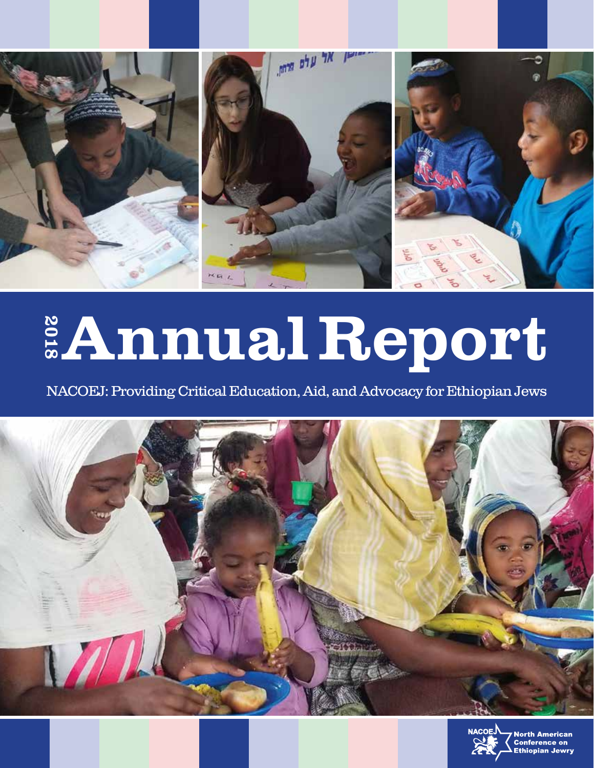# 2018 Annual Report

NACOEJ: Providing Critical Education, Aid, and Advocacy for Ethiopian Jews

NACOEJ North American Conference on Ethiopian Jewry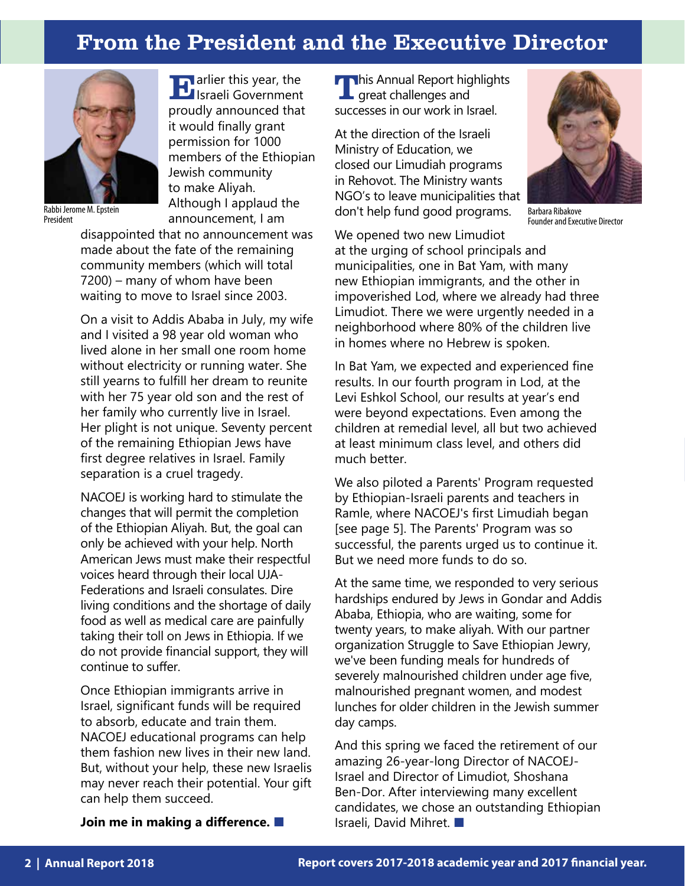# From the President and the Executive Director

Rabbi Jerome M. Epstein
President

Earlier this year, the Israeli Government proudly announced that it would finally grant permission for 1000 members of the Ethiopian Jewish community to make Aliyah. Although I applaud the announcement, I am disappointed that no announcement was made about the fate of the remaining community members (which will total 7200) – many of whom have been waiting to move to Israel since 2003.

On a visit to Addis Ababa in July, my wife and I visited a 98 year old woman who lived alone in her small one room home without electricity or running water. She still yearns to fulfill her dream to reunite with her 75 year old son and the rest of her family who currently live in Israel. Her plight is not unique. Seventy percent of the remaining Ethiopian Jews have first degree relatives in Israel. Family separation is a cruel tragedy.

NACOEJ is working hard to stimulate the changes that will permit the completion of the Ethiopian Aliyah. But, the goal can only be achieved with your help. North American Jews must make their respectful voices heard through their local UJA-Federations and Israeli consulates. Dire living conditions and the shortage of daily food as well as medical care are painfully taking their toll on Jews in Ethiopia. If we do not provide financial support, they will continue to suffer.

Once Ethiopian immigrants arrive in Israel, significant funds will be required to absorb, educate and train them. NACOEJ educational programs can help them fashion new lives in their new land. But, without your help, these new Israelis may never reach their potential. Your gift can help them succeed.

**Join me in making a difference.** ■

Barbara Ribakove
Founder and Executive Director

This Annual Report highlights great challenges and successes in our work in Israel.

At the direction of the Israeli Ministry of Education, we closed our Limudiah programs in Rehovot. The Ministry wants NGO's to leave municipalities that don't help fund good programs.

We opened two new Limudiot at the urging of school principals and municipalities, one in Bat Yam, with many new Ethiopian immigrants, and the other in impoverished Lod, where we already had three Limudiot. There we were urgently needed in a neighborhood where 80% of the children live in homes where no Hebrew is spoken.

In Bat Yam, we expected and experienced fine results. In our fourth program in Lod, at the Levi Eshkol School, our results at year's end were beyond expectations. Even among the children at remedial level, all but two achieved at least minimum class level, and others did much better.

We also piloted a Parents' Program requested by Ethiopian-Israeli parents and teachers in Ramle, where NACOEJ's first Limudiah began [see page 5]. The Parents' Program was so successful, the parents urged us to continue it. But we need more funds to do so.

At the same time, we responded to very serious hardships endured by Jews in Gondar and Addis Ababa, Ethiopia, who are waiting, some for twenty years, to make aliyah. With our partner organization Struggle to Save Ethiopian Jewry, we've been funding meals for hundreds of severely malnourished children under age five, malnourished pregnant women, and modest lunches for older children in the Jewish summer day camps.

And this spring we faced the retirement of our amazing 26-year-long Director of NACOEJ-Israel and Director of Limudiot, Shoshana Ben-Dor. After interviewing many excellent candidates, we chose an outstanding Ethiopian Israeli, David Mihret. ■

**Report covers 2017-2018 academic year and 2017 financial year.**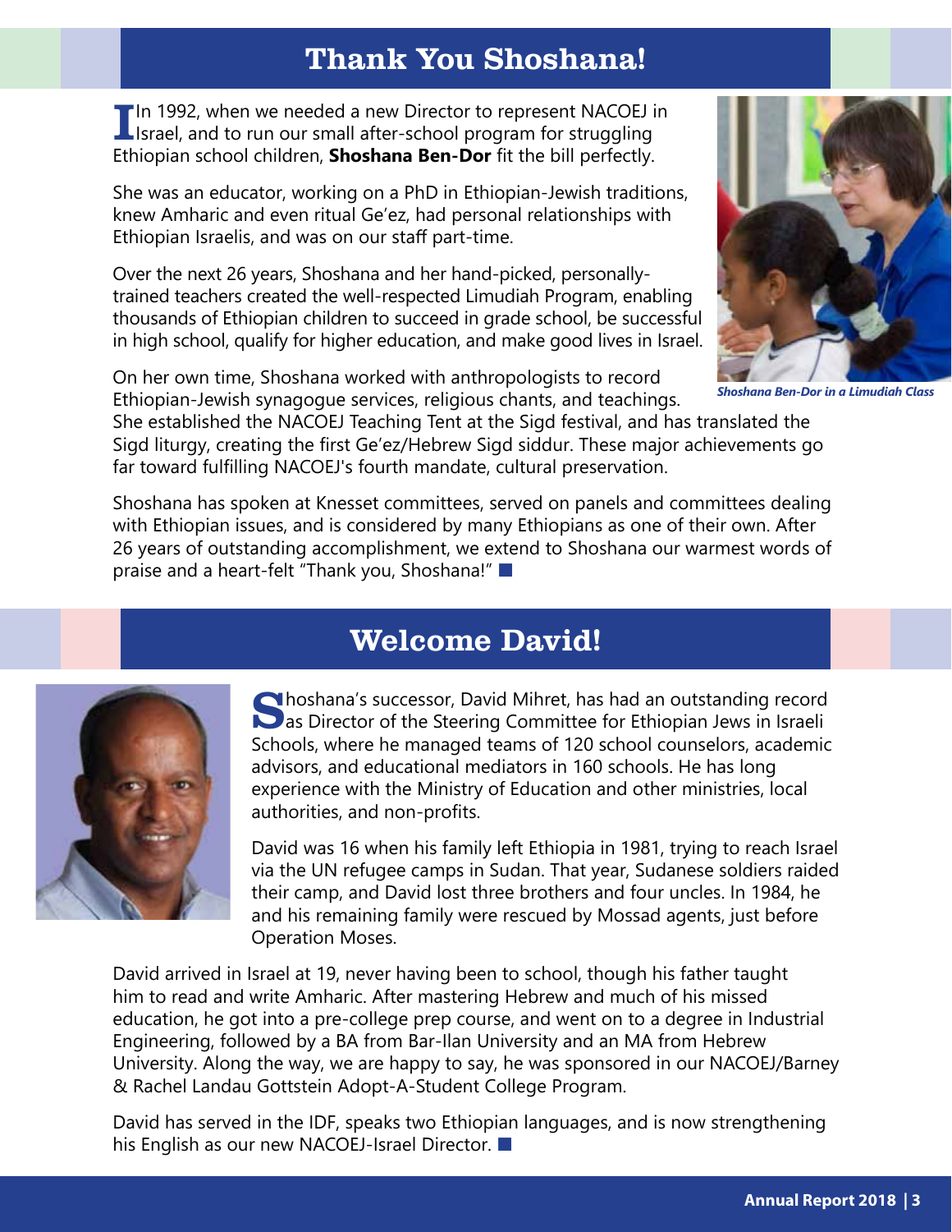## Thank You Shoshana!

In 1992, when we needed a new Director to represent NACOEJ in Israel, and to run our small after-school program for struggling Ethiopian school children, **Shoshana Ben-Dor** fit the bill perfectly.

She was an educator, working on a PhD in Ethiopian-Jewish traditions, knew Amharic and even ritual Ge'ez, had personal relationships with Ethiopian Israelis, and was on our staff part-time.

Over the next 26 years, Shoshana and her hand-picked, personally-trained teachers created the well-respected Limudiah Program, enabling thousands of Ethiopian children to succeed in grade school, be successful in high school, qualify for higher education, and make good lives in Israel.

*Shoshana Ben-Dor in a Limudiah Class*

On her own time, Shoshana worked with anthropologists to record Ethiopian-Jewish synagogue services, religious chants, and teachings. She established the NACOEJ Teaching Tent at the Sigd festival, and has translated the Sigd liturgy, creating the first Ge'ez/Hebrew Sigd siddur. These major achievements go far toward fulfilling NACOEJ's fourth mandate, cultural preservation.

Shoshana has spoken at Knesset committees, served on panels and committees dealing with Ethiopian issues, and is considered by many Ethiopians as one of their own. After 26 years of outstanding accomplishment, we extend to Shoshana our warmest words of praise and a heart-felt "Thank you, Shoshana!"

## Welcome David!

Shoshana's successor, David Mihret, has had an outstanding record as Director of the Steering Committee for Ethiopian Jews in Israeli Schools, where he managed teams of 120 school counselors, academic advisors, and educational mediators in 160 schools. He has long experience with the Ministry of Education and other ministries, local authorities, and non-profits.

David was 16 when his family left Ethiopia in 1981, trying to reach Israel via the UN refugee camps in Sudan. That year, Sudanese soldiers raided their camp, and David lost three brothers and four uncles. In 1984, he and his remaining family were rescued by Mossad agents, just before Operation Moses.

David arrived in Israel at 19, never having been to school, though his father taught him to read and write Amharic. After mastering Hebrew and much of his missed education, he got into a pre-college prep course, and went on to a degree in Industrial Engineering, followed by a BA from Bar-Ilan University and an MA from Hebrew University. Along the way, we are happy to say, he was sponsored in our NACOEJ/Barney & Rachel Landau Gottstein Adopt-A-Student College Program.

David has served in the IDF, speaks two Ethiopian languages, and is now strengthening his English as our new NACOEJ-Israel Director.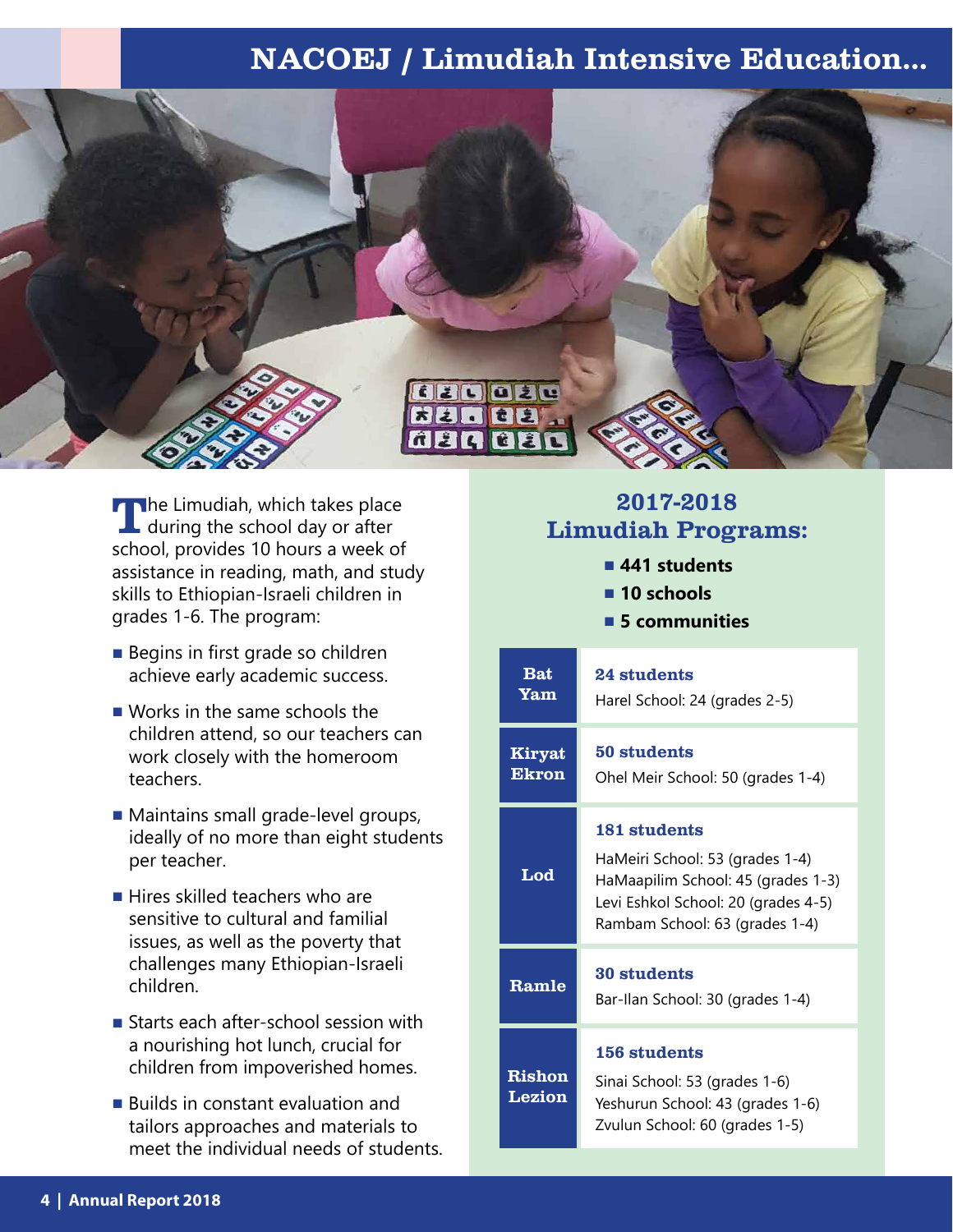# NACOEJ / Limudiah Intensive Education...

The Limudiah, which takes place during the school day or after school, provides 10 hours a week of assistance in reading, math, and study skills to Ethiopian-Israeli children in grades 1-6. The program:

- Begins in first grade so children achieve early academic success.
- Works in the same schools the children attend, so our teachers can work closely with the homeroom teachers.
- Maintains small grade-level groups, ideally of no more than eight students per teacher.
- Hires skilled teachers who are sensitive to cultural and familial issues, as well as the poverty that challenges many Ethiopian-Israeli children.
- Starts each after-school session with a nourishing hot lunch, crucial for children from impoverished homes.
- Builds in constant evaluation and tailors approaches and materials to meet the individual needs of students.

## 2017-2018 Limudiah Programs:

- **441 students**
- **10 schools**
- **5 communities**

| Community | Students / Schools |
|---|---|
| **Bat Yam** | **24 students**<br>Harel School: 24 (grades 2-5) |
| **Kiryat Ekron** | **50 students**<br>Ohel Meir School: 50 (grades 1-4) |
| **Lod** | **181 students**<br>HaMeiri School: 53 (grades 1-4)<br>HaMaapilim School: 45 (grades 1-3)<br>Levi Eshkol School: 20 (grades 4-5)<br>Rambam School: 63 (grades 1-4) |
| **Ramle** | **30 students**<br>Bar-Ilan School: 30 (grades 1-4) |
| **Rishon Lezion** | **156 students**<br>Sinai School: 53 (grades 1-6)<br>Yeshurun School: 43 (grades 1-6)<br>Zvulun School: 60 (grades 1-5) |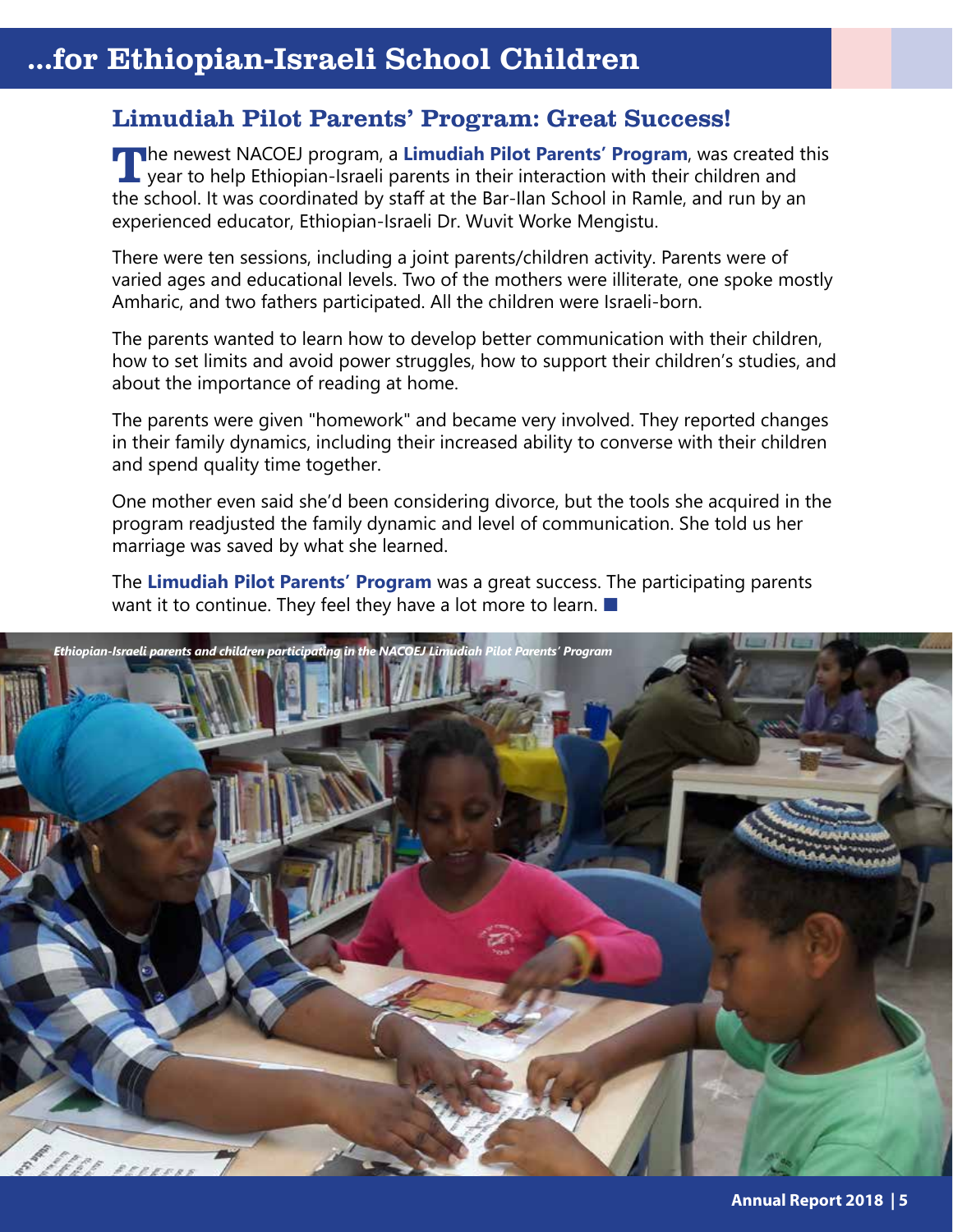# ...for Ethiopian-Israeli School Children

## Limudiah Pilot Parents' Program: Great Success!

The newest NACOEJ program, a **Limudiah Pilot Parents' Program**, was created this year to help Ethiopian-Israeli parents in their interaction with their children and the school. It was coordinated by staff at the Bar-Ilan School in Ramle, and run by an experienced educator, Ethiopian-Israeli Dr. Wuvit Worke Mengistu.

There were ten sessions, including a joint parents/children activity. Parents were of varied ages and educational levels. Two of the mothers were illiterate, one spoke mostly Amharic, and two fathers participated. All the children were Israeli-born.

The parents wanted to learn how to develop better communication with their children, how to set limits and avoid power struggles, how to support their children's studies, and about the importance of reading at home.

The parents were given "homework" and became very involved. They reported changes in their family dynamics, including their increased ability to converse with their children and spend quality time together.

One mother even said she'd been considering divorce, but the tools she acquired in the program readjusted the family dynamic and level of communication. She told us her marriage was saved by what she learned.

The **Limudiah Pilot Parents' Program** was a great success. The participating parents want it to continue. They feel they have a lot more to learn. ■

*Ethiopian-Israeli parents and children participating in the NACOEJ Limudiah Pilot Parents' Program*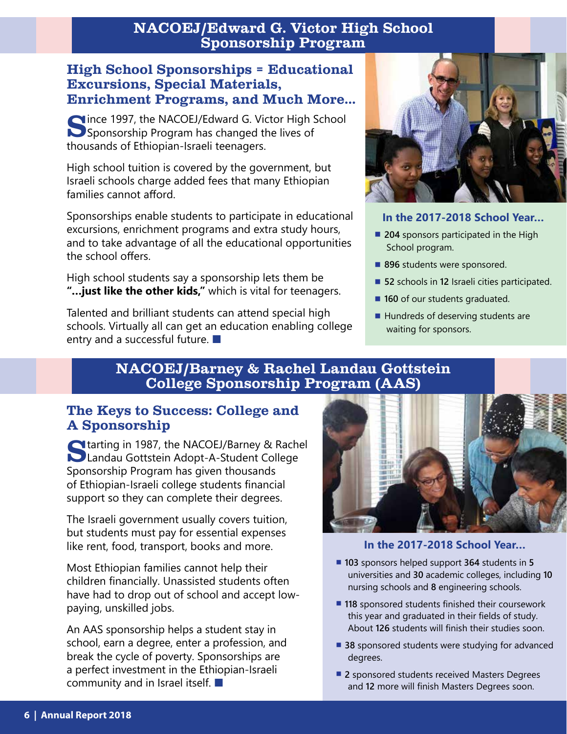# NACOEJ/Edward G. Victor High School Sponsorship Program

## High School Sponsorships = Educational Excursions, Special Materials, Enrichment Programs, and Much More...

Since 1997, the NACOEJ/Edward G. Victor High School Sponsorship Program has changed the lives of thousands of Ethiopian-Israeli teenagers.

High school tuition is covered by the government, but Israeli schools charge added fees that many Ethiopian families cannot afford.

Sponsorships enable students to participate in educational excursions, enrichment programs and extra study hours, and to take advantage of all the educational opportunities the school offers.

High school students say a sponsorship lets them be **"...just like the other kids,"** which is vital for teenagers.

Talented and brilliant students can attend special high schools. Virtually all can get an education enabling college entry and a successful future.

### In the 2017-2018 School Year...

- **204** sponsors participated in the High School program.
- **896** students were sponsored.
- **52** schools in **12** Israeli cities participated.
- **160** of our students graduated.
- Hundreds of deserving students are waiting for sponsors.

# NACOEJ/Barney & Rachel Landau Gottstein College Sponsorship Program (AAS)

## The Keys to Success: College and A Sponsorship

Starting in 1987, the NACOEJ/Barney & Rachel Landau Gottstein Adopt-A-Student College Sponsorship Program has given thousands of Ethiopian-Israeli college students financial support so they can complete their degrees.

The Israeli government usually covers tuition, but students must pay for essential expenses like rent, food, transport, books and more.

Most Ethiopian families cannot help their children financially. Unassisted students often have had to drop out of school and accept low-paying, unskilled jobs.

An AAS sponsorship helps a student stay in school, earn a degree, enter a profession, and break the cycle of poverty. Sponsorships are a perfect investment in the Ethiopian-Israeli community and in Israel itself.

### In the 2017-2018 School Year...

- **103** sponsors helped support **364** students in **5** universities and **30** academic colleges, including **10** nursing schools and **8** engineering schools.
- **118** sponsored students finished their coursework this year and graduated in their fields of study. About **126** students will finish their studies soon.
- **38** sponsored students were studying for advanced degrees.
- **2** sponsored students received Masters Degrees and **12** more will finish Masters Degrees soon.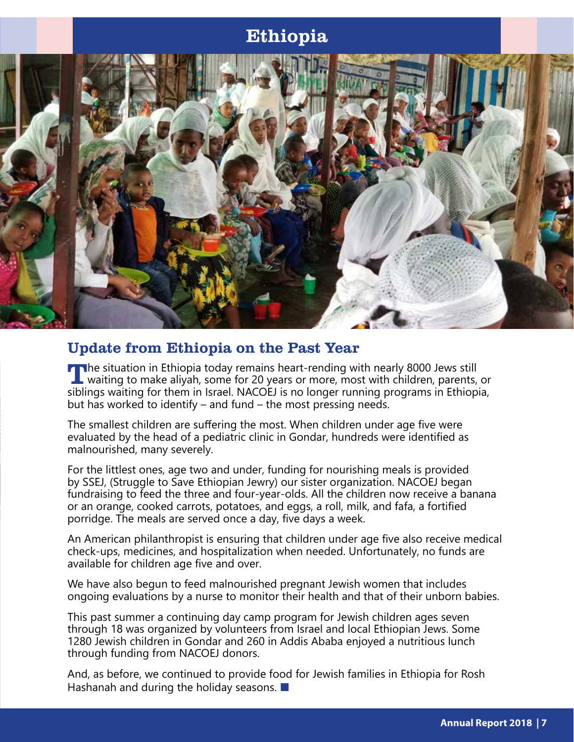# Ethiopia

## Update from Ethiopia on the Past Year

The situation in Ethiopia today remains heart-rending with nearly 8000 Jews still waiting to make aliyah, some for 20 years or more, most with children, parents, or siblings waiting for them in Israel. NACOEJ is no longer running programs in Ethiopia, but has worked to identify – and fund – the most pressing needs.

The smallest children are suffering the most. When children under age five were evaluated by the head of a pediatric clinic in Gondar, hundreds were identified as malnourished, many severely.

For the littlest ones, age two and under, funding for nourishing meals is provided by SSEJ, (Struggle to Save Ethiopian Jewry) our sister organization. NACOEJ began fundraising to feed the three and four-year-olds. All the children now receive a banana or an orange, cooked carrots, potatoes, and eggs, a roll, milk, and fafa, a fortified porridge. The meals are served once a day, five days a week.

An American philanthropist is ensuring that children under age five also receive medical check-ups, medicines, and hospitalization when needed. Unfortunately, no funds are available for children age five and over.

We have also begun to feed malnourished pregnant Jewish women that includes ongoing evaluations by a nurse to monitor their health and that of their unborn babies.

This past summer a continuing day camp program for Jewish children ages seven through 18 was organized by volunteers from Israel and local Ethiopian Jews. Some 1280 Jewish children in Gondar and 260 in Addis Ababa enjoyed a nutritious lunch through funding from NACOEJ donors.

And, as before, we continued to provide food for Jewish families in Ethiopia for Rosh Hashanah and during the holiday seasons. ■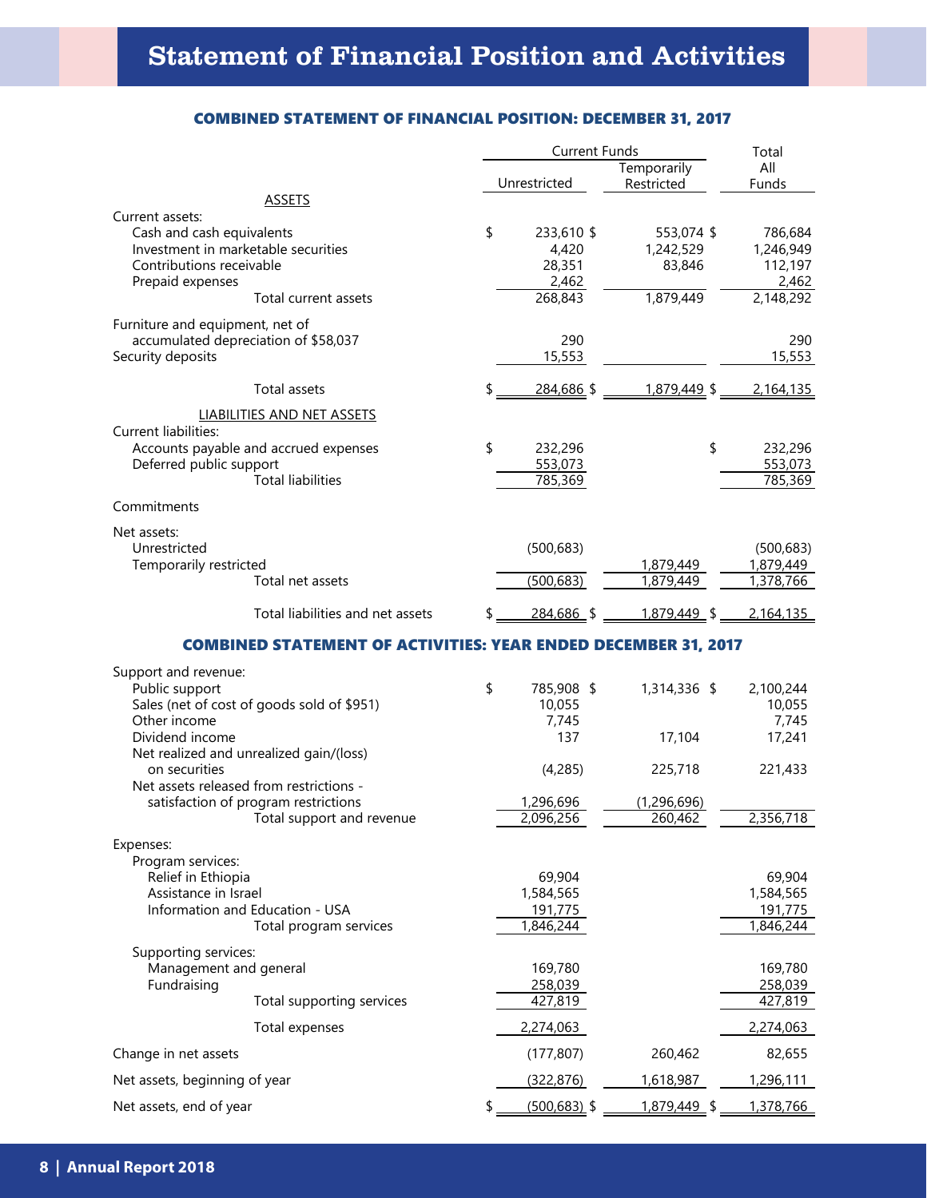# Statement of Financial Position and Activities

## COMBINED STATEMENT OF FINANCIAL POSITION: DECEMBER 31, 2017

| | Current Funds | | Total |
|---|---|---|---|
| | Unrestricted | Temporarily Restricted | All Funds |
| **ASSETS** | | | |
| Current assets: | | | |
| Cash and cash equivalents | $ 233,610 | $ 553,074 | $ 786,684 |
| Investment in marketable securities | 4,420 | 1,242,529 | 1,246,949 |
| Contributions receivable | 28,351 | 83,846 | 112,197 |
| Prepaid expenses | 2,462 | | 2,462 |
| Total current assets | 268,843 | 1,879,449 | 2,148,292 |
| Furniture and equipment, net of accumulated depreciation of $58,037 | 290 | | 290 |
| Security deposits | 15,553 | | 15,553 |
| Total assets | $ 284,686 | $ 1,879,449 | $ 2,164,135 |
| **LIABILITIES AND NET ASSETS** | | | |
| Current liabilities: | | | |
| Accounts payable and accrued expenses | $ 232,296 | | $ 232,296 |
| Deferred public support | 553,073 | | 553,073 |
| Total liabilities | 785,369 | | 785,369 |
| Commitments | | | |
| Net assets: | | | |
| Unrestricted | (500,683) | | (500,683) |
| Temporarily restricted | | 1,879,449 | 1,879,449 |
| Total net assets | (500,683) | 1,879,449 | 1,378,766 |
| Total liabilities and net assets | $ 284,686 | $ 1,879,449 | $ 2,164,135 |

## COMBINED STATEMENT OF ACTIVITIES: YEAR ENDED DECEMBER 31, 2017

| | Unrestricted | Temporarily Restricted | Total All Funds |
|---|---|---|---|
| Support and revenue: | | | |
| Public support | $ 785,908 | $ 1,314,336 | $ 2,100,244 |
| Sales (net of cost of goods sold of $951) | 10,055 | | 10,055 |
| Other income | 7,745 | | 7,745 |
| Dividend income | 137 | 17,104 | 17,241 |
| Net realized and unrealized gain/(loss) on securities | (4,285) | 225,718 | 221,433 |
| Net assets released from restrictions - satisfaction of program restrictions | 1,296,696 | (1,296,696) | |
| Total support and revenue | 2,096,256 | 260,462 | 2,356,718 |
| Expenses: | | | |
| Program services: | | | |
| Relief in Ethiopia | 69,904 | | 69,904 |
| Assistance in Israel | 1,584,565 | | 1,584,565 |
| Information and Education - USA | 191,775 | | 191,775 |
| Total program services | 1,846,244 | | 1,846,244 |
| Supporting services: | | | |
| Management and general | 169,780 | | 169,780 |
| Fundraising | 258,039 | | 258,039 |
| Total supporting services | 427,819 | | 427,819 |
| Total expenses | 2,274,063 | | 2,274,063 |
| Change in net assets | (177,807) | 260,462 | 82,655 |
| Net assets, beginning of year | (322,876) | 1,618,987 | 1,296,111 |
| Net assets, end of year | $ (500,683) | $ 1,879,449 | $ 1,378,766 |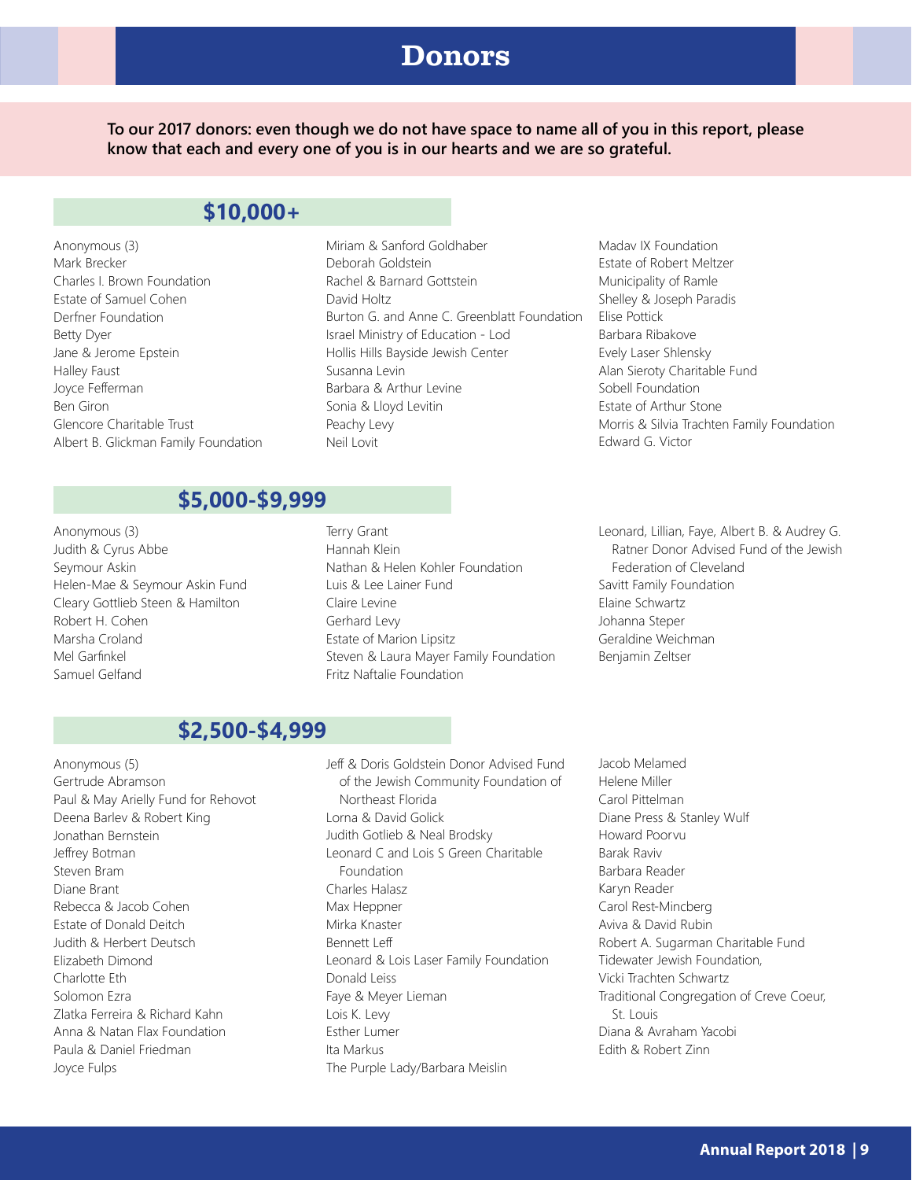# Donors

**To our 2017 donors: even though we do not have space to name all of you in this report, please know that each and every one of you is in our hearts and we are so grateful.**

## $10,000+

Anonymous (3)
Mark Brecker
Charles I. Brown Foundation
Estate of Samuel Cohen
Derfner Foundation
Betty Dyer
Jane & Jerome Epstein
Halley Faust
Joyce Fefferman
Ben Giron
Glencore Charitable Trust
Albert B. Glickman Family Foundation
Miriam & Sanford Goldhaber
Deborah Goldstein
Rachel & Barnard Gottstein
David Holtz
Burton G. and Anne C. Greenblatt Foundation
Israel Ministry of Education - Lod
Hollis Hills Bayside Jewish Center
Susanna Levin
Barbara & Arthur Levine
Sonia & Lloyd Levitin
Peachy Levy
Neil Lovit
Madav IX Foundation
Estate of Robert Meltzer
Municipality of Ramle
Shelley & Joseph Paradis
Elise Pottick
Barbara Ribakove
Evely Laser Shlensky
Alan Sieroty Charitable Fund
Sobell Foundation
Estate of Arthur Stone
Morris & Silvia Trachten Family Foundation
Edward G. Victor

## $5,000-$9,999

Anonymous (3)
Judith & Cyrus Abbe
Seymour Askin
Helen-Mae & Seymour Askin Fund
Cleary Gottlieb Steen & Hamilton
Robert H. Cohen
Marsha Croland
Mel Garfinkel
Samuel Gelfand
Terry Grant
Hannah Klein
Nathan & Helen Kohler Foundation
Luis & Lee Lainer Fund
Claire Levine
Gerhard Levy
Estate of Marion Lipsitz
Steven & Laura Mayer Family Foundation
Fritz Naftalie Foundation
Leonard, Lillian, Faye, Albert B. & Audrey G. Ratner Donor Advised Fund of the Jewish Federation of Cleveland
Savitt Family Foundation
Elaine Schwartz
Johanna Steper
Geraldine Weichman
Benjamin Zeltser

## $2,500-$4,999

Anonymous (5)
Gertrude Abramson
Paul & May Arielly Fund for Rehovot
Deena Barlev & Robert King
Jonathan Bernstein
Jeffrey Botman
Steven Bram
Diane Brant
Rebecca & Jacob Cohen
Estate of Donald Deitch
Judith & Herbert Deutsch
Elizabeth Dimond
Charlotte Eth
Solomon Ezra
Zlatka Ferreira & Richard Kahn
Anna & Natan Flax Foundation
Paula & Daniel Friedman
Joyce Fulps
Jeff & Doris Goldstein Donor Advised Fund of the Jewish Community Foundation of Northeast Florida
Lorna & David Golick
Judith Gotlieb & Neal Brodsky
Leonard C and Lois S Green Charitable Foundation
Charles Halasz
Max Heppner
Mirka Knaster
Bennett Leff
Leonard & Lois Laser Family Foundation
Donald Leiss
Faye & Meyer Lieman
Lois K. Levy
Esther Lumer
Ita Markus
The Purple Lady/Barbara Meislin
Jacob Melamed
Helene Miller
Carol Pittelman
Diane Press & Stanley Wulf
Howard Poorvu
Barak Raviv
Barbara Reader
Karyn Reader
Carol Rest-Mincberg
Aviva & David Rubin
Robert A. Sugarman Charitable Fund
Tidewater Jewish Foundation,
Vicki Trachten Schwartz
Traditional Congregation of Creve Coeur, St. Louis
Diana & Avraham Yacobi
Edith & Robert Zinn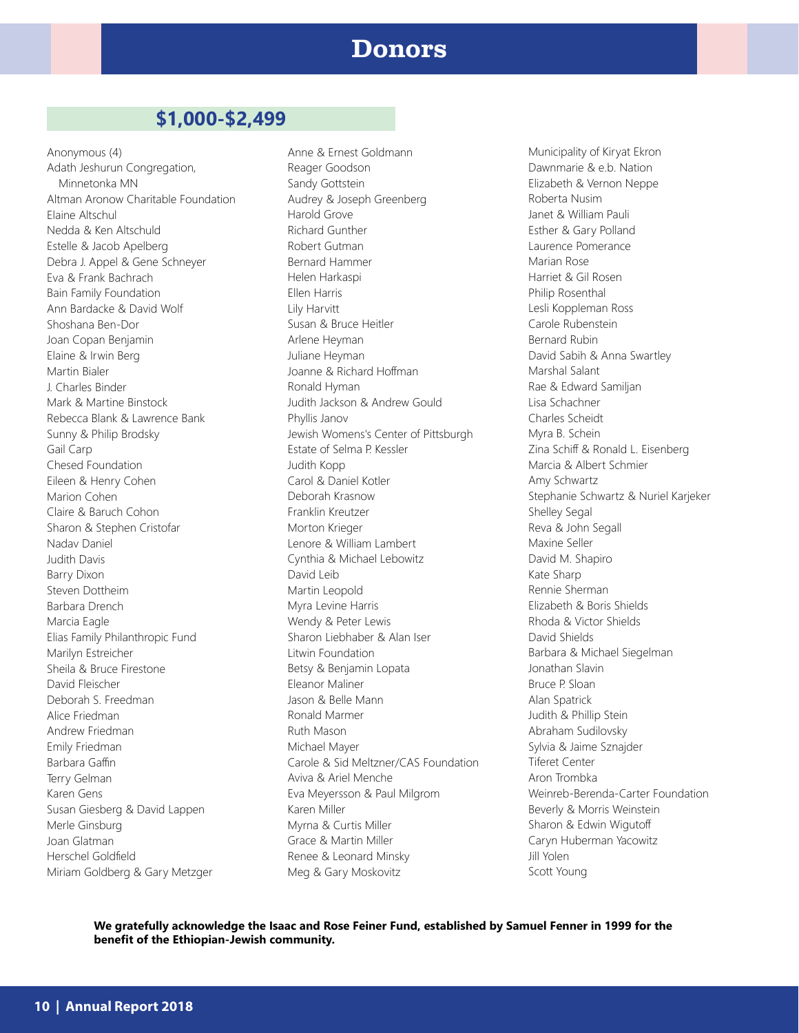# Donors

## $1,000-$2,499

Anonymous (4)
Adath Jeshurun Congregation, Minnetonka MN
Altman Aronow Charitable Foundation
Elaine Altschul
Nedda & Ken Altschuld
Estelle & Jacob Apelberg
Debra J. Appel & Gene Schneyer
Eva & Frank Bachrach
Bain Family Foundation
Ann Bardacke & David Wolf
Shoshana Ben-Dor
Joan Copan Benjamin
Elaine & Irwin Berg
Martin Bialer
J. Charles Binder
Mark & Martine Binstock
Rebecca Blank & Lawrence Bank
Sunny & Philip Brodsky
Gail Carp
Chesed Foundation
Eileen & Henry Cohen
Marion Cohen
Claire & Baruch Cohon
Sharon & Stephen Cristofar
Nadav Daniel
Judith Davis
Barry Dixon
Steven Dottheim
Barbara Drench
Marcia Eagle
Elias Family Philanthropic Fund
Marilyn Estreicher
Sheila & Bruce Firestone
David Fleischer
Deborah S. Freedman
Alice Friedman
Andrew Friedman
Emily Friedman
Barbara Gaffin
Terry Gelman
Karen Gens
Susan Giesberg & David Lappen
Merle Ginsburg
Joan Glatman
Herschel Goldfield
Miriam Goldberg & Gary Metzger
Anne & Ernest Goldmann
Reager Goodson
Sandy Gottstein
Audrey & Joseph Greenberg
Harold Grove
Richard Gunther
Robert Gutman
Bernard Hammer
Helen Harkaspi
Ellen Harris
Lily Harvitt
Susan & Bruce Heitler
Arlene Heyman
Juliane Heyman
Joanne & Richard Hoffman
Ronald Hyman
Judith Jackson & Andrew Gould
Phyllis Janov
Jewish Womens's Center of Pittsburgh
Estate of Selma P. Kessler
Judith Kopp
Carol & Daniel Kotler
Deborah Krasnow
Franklin Kreutzer
Morton Krieger
Lenore & William Lambert
Cynthia & Michael Lebowitz
David Leib
Martin Leopold
Myra Levine Harris
Wendy & Peter Lewis
Sharon Liebhaber & Alan Iser
Litwin Foundation
Betsy & Benjamin Lopata
Eleanor Maliner
Jason & Belle Mann
Ronald Marmer
Ruth Mason
Michael Mayer
Carole & Sid Meltzner/CAS Foundation
Aviva & Ariel Menche
Eva Meyersson & Paul Milgrom
Karen Miller
Myrna & Curtis Miller
Grace & Martin Miller
Renee & Leonard Minsky
Meg & Gary Moskovitz
Municipality of Kiryat Ekron
Dawnmarie & e.b. Nation
Elizabeth & Vernon Neppe
Roberta Nusim
Janet & William Pauli
Esther & Gary Polland
Laurence Pomerance
Marian Rose
Harriet & Gil Rosen
Philip Rosenthal
Lesli Koppleman Ross
Carole Rubenstein
Bernard Rubin
David Sabih & Anna Swartley
Marshal Salant
Rae & Edward Samiljan
Lisa Schachner
Charles Scheidt
Myra B. Schein
Zina Schiff & Ronald L. Eisenberg
Marcia & Albert Schmier
Amy Schwartz
Stephanie Schwartz & Nuriel Karjeker
Shelley Segal
Reva & John Segall
Maxine Seller
David M. Shapiro
Kate Sharp
Rennie Sherman
Elizabeth & Boris Shields
Rhoda & Victor Shields
David Shields
Barbara & Michael Siegelman
Jonathan Slavin
Bruce P. Sloan
Alan Spatrick
Judith & Phillip Stein
Abraham Sudilovsky
Sylvia & Jaime Sznajder
Tiferet Center
Aron Trombka
Weinreb-Berenda-Carter Foundation
Beverly & Morris Weinstein
Sharon & Edwin Wigutoff
Caryn Huberman Yacowitz
Jill Yolen
Scott Young

**We gratefully acknowledge the Isaac and Rose Feiner Fund, established by Samuel Fenner in 1999 for the benefit of the Ethiopian-Jewish community.**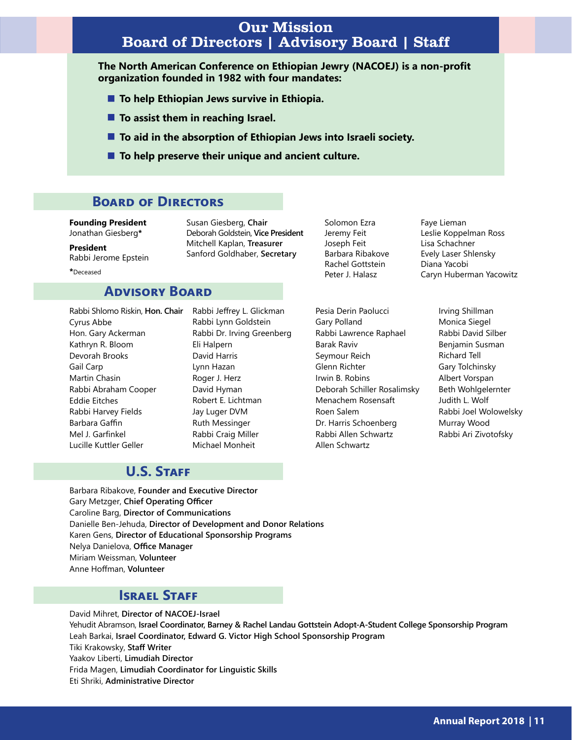# Our Mission
# Board of Directors | Advisory Board | Staff

**The North American Conference on Ethiopian Jewry (NACOEJ) is a non-profit organization founded in 1982 with four mandates:**

- **To help Ethiopian Jews survive in Ethiopia.**
- **To assist them in reaching Israel.**
- **To aid in the absorption of Ethiopian Jews into Israeli society.**
- **To help preserve their unique and ancient culture.**

## Board of Directors

**Founding President**
Jonathan Giesberg*

**President**
Rabbi Jerome Epstein

*Deceased

Susan Giesberg, **Chair**
Deborah Goldstein, **Vice President**
Mitchell Kaplan, **Treasurer**
Sanford Goldhaber, **Secretary**

Solomon Ezra
Jeremy Feit
Joseph Feit
Barbara Ribakove
Rachel Gottstein
Peter J. Halasz

Faye Lieman
Leslie Koppelman Ross
Lisa Schachner
Evely Laser Shlensky
Diana Yacobi
Caryn Huberman Yacowitz

## Advisory Board

Rabbi Shlomo Riskin, **Hon. Chair**
Cyrus Abbe
Hon. Gary Ackerman
Kathryn R. Bloom
Devorah Brooks
Gail Carp
Martin Chasin
Rabbi Abraham Cooper
Eddie Eitches
Rabbi Harvey Fields
Barbara Gaffin
Mel J. Garfinkel
Lucille Kuttler Geller

Rabbi Jeffrey L. Glickman
Rabbi Lynn Goldstein
Rabbi Dr. Irving Greenberg
Eli Halpern
David Harris
Lynn Hazan
Roger J. Herz
David Hyman
Robert E. Lichtman
Jay Luger DVM
Ruth Messinger
Rabbi Craig Miller
Michael Monheit

Pesia Derin Paolucci
Gary Polland
Rabbi Lawrence Raphael
Barak Raviv
Seymour Reich
Glenn Richter
Irwin B. Robins
Deborah Schiller Rosalimsky
Menachem Rosensaft
Roen Salem
Dr. Harris Schoenberg
Rabbi Allen Schwartz
Allen Schwartz

Irving Shillman
Monica Siegel
Rabbi David Silber
Benjamin Susman
Richard Tell
Gary Tolchinsky
Albert Vorspan
Beth Wohlgelernter
Judith L. Wolf
Rabbi Joel Wolowelsky
Murray Wood
Rabbi Ari Zivotofsky

## U.S. Staff

Barbara Ribakove, **Founder and Executive Director**
Gary Metzger, **Chief Operating Officer**
Caroline Barg, **Director of Communications**
Danielle Ben-Jehuda, **Director of Development and Donor Relations**
Karen Gens, **Director of Educational Sponsorship Programs**
Nelya Danielova, **Office Manager**
Miriam Weissman, **Volunteer**
Anne Hoffman, **Volunteer**

## Israel Staff

David Mihret, **Director of NACOEJ-Israel**
Yehudit Abramson, **Israel Coordinator, Barney & Rachel Landau Gottstein Adopt-A-Student College Sponsorship Program**
Leah Barkai, **Israel Coordinator, Edward G. Victor High School Sponsorship Program**
Tiki Krakowsky, **Staff Writer**
Yaakov Liberti, **Limudiah Director**
Frida Magen, **Limudiah Coordinator for Linguistic Skills**
Eti Shriki, **Administrative Director**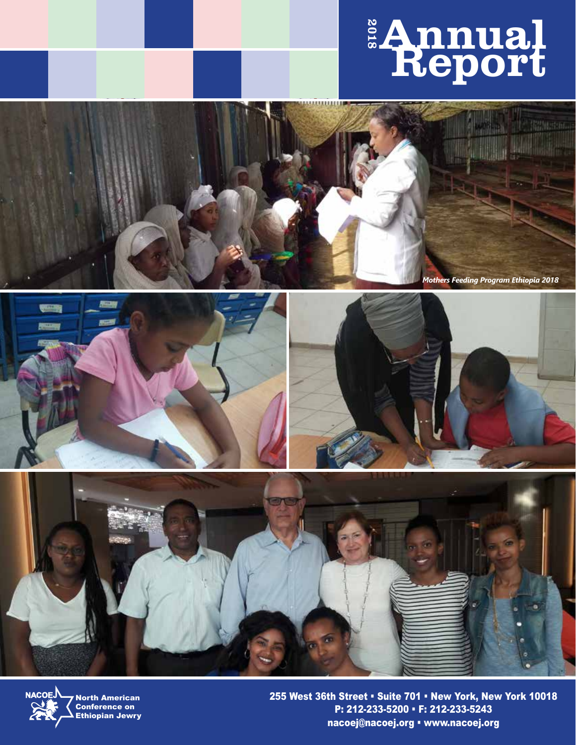# 2018 Annual Report

*Mothers Feeding Program Ethiopia 2018*

NACOEJ North American Conference on Ethiopian Jewry

255 West 36th Street • Suite 701 • New York, New York 10018
P: 212-233-5200 • F: 212-233-5243
nacoej@nacoej.org • www.nacoej.org